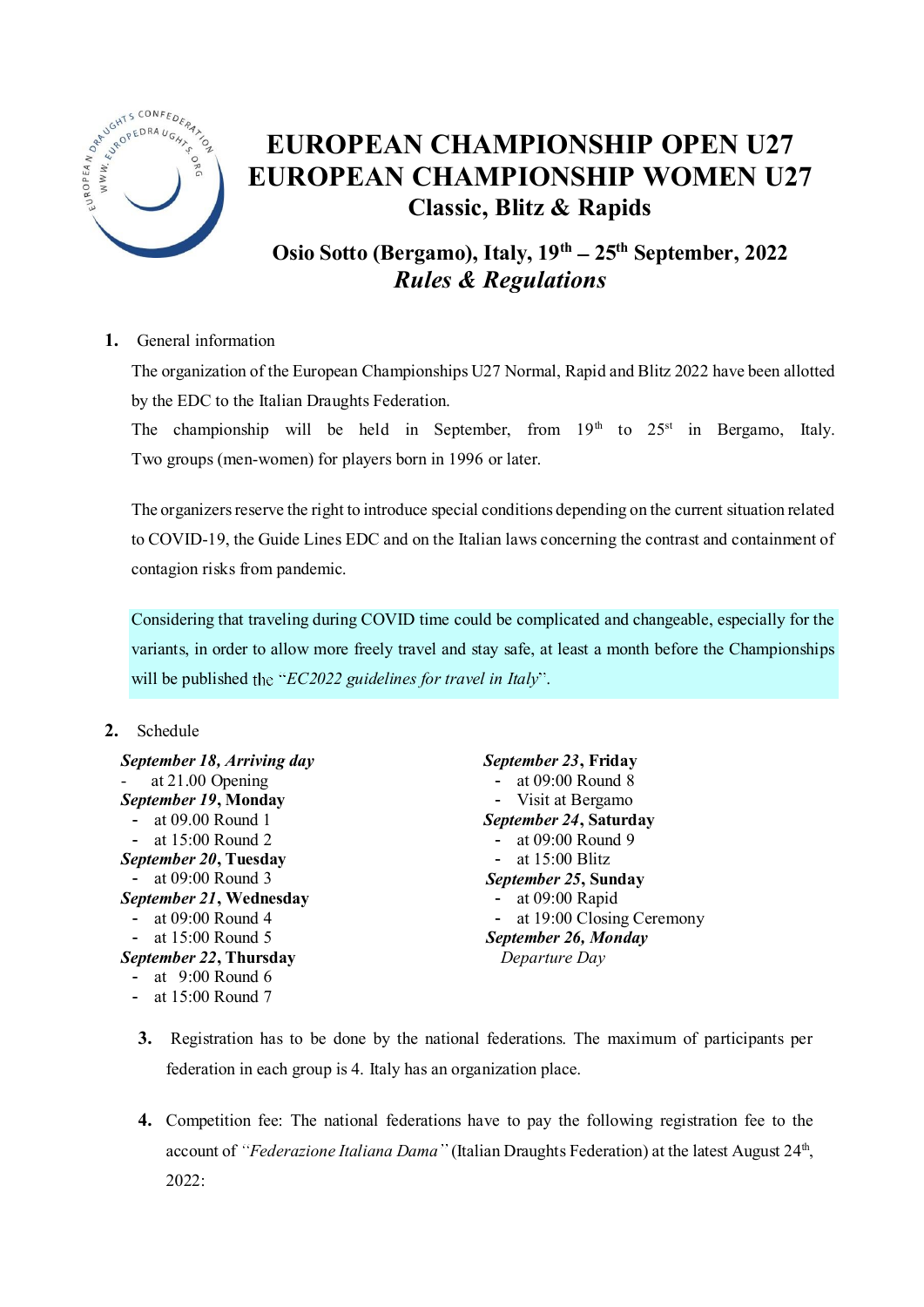# EUROPEAN CHAMPIONSHIP OPEN U27
# EUROPEAN CHAMPIONSHIP WOMEN U27
## Classic, Blitz & Rapids

### Osio Sotto (Bergamo), Italy, 19th – 25th September, 2022
### *Rules & Regulations*

**1.** General information

The organization of the European Championships U27 Normal, Rapid and Blitz 2022 have been allotted by the EDC to the Italian Draughts Federation.

The championship will be held in September, from 19th to 25st in Bergamo, Italy. Two groups (men-women) for players born in 1996 or later.

The organizers reserve the right to introduce special conditions depending on the current situation related to COVID-19, the Guide Lines EDC and on the Italian laws concerning the contrast and containment of contagion risks from pandemic.

Considering that traveling during COVID time could be complicated and changeable, especially for the variants, in order to allow more freely travel and stay safe, at least a month before the Championships will be published the "*EC2022 guidelines for travel in Italy*".

**2.** Schedule

***September 18, Arriving day***
- at 21.00 Opening

***September 19*, Monday**
- at 09.00 Round 1
- at 15:00 Round 2

***September 20*, Tuesday**
- at 09:00 Round 3

***September 21*, Wednesday**
- at 09:00 Round 4
- at 15:00 Round 5

***September 22*, Thursday**
- at 9:00 Round 6
- at 15:00 Round 7

***September 23*, Friday**
- at 09:00 Round 8
- Visit at Bergamo

***September 24*, Saturday**
- at 09:00 Round 9
- at 15:00 Blitz

***September 25*, Sunday**
- at 09:00 Rapid
- at 19:00 Closing Ceremony

***September 26, Monday***
*Departure Day*

**3.** Registration has to be done by the national federations. The maximum of participants per federation in each group is 4. Italy has an organization place.

**4.** Competition fee: The national federations have to pay the following registration fee to the account of *"Federazione Italiana Dama"* (Italian Draughts Federation) at the latest August 24th, 2022: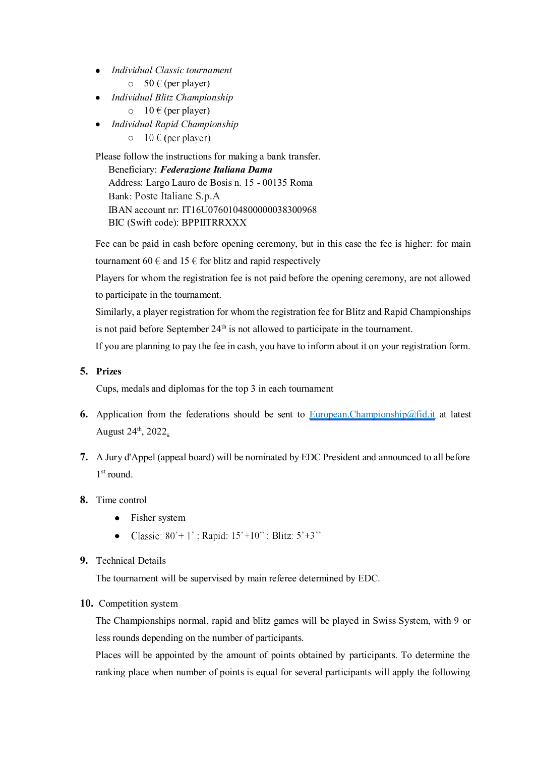- *Individual Classic tournament*
  - 50 € (per player)
- *Individual Blitz Championship*
  - 10 € (per player)
- *Individual Rapid Championship*
  - 10 € (per player)

Please follow the instructions for making a bank transfer.

Beneficiary: ***Federazione Italiana Dama***
Address: Largo Lauro de Bosis n. 15 - 00135 Roma
Bank: Poste Italiane S.p.A
IBAN account nr: IT16U0760104800000038300968
BIC (Swift code): BPPIITRRXXX

Fee can be paid in cash before opening ceremony, but in this case the fee is higher: for main tournament 60 € and 15 € for blitz and rapid respectively

Players for whom the registration fee is not paid before the opening ceremony, are not allowed to participate in the tournament.

Similarly, a player registration for whom the registration fee for Blitz and Rapid Championships is not paid before September 24th is not allowed to participate in the tournament.

If you are planning to pay the fee in cash, you have to inform about it on your registration form.

5. **Prizes**

   Cups, medals and diplomas for the top 3 in each tournament

6. Application from the federations should be sent to European.Championship@fid.it at latest August 24th, 2022.

7. A Jury d'Appel (appeal board) will be nominated by EDC President and announced to all before 1st round.

8. Time control
   - Fisher system
   - Classic: 80'+ 1' ; Rapid: 15'+10'' ; Blitz: 5'+3''

9. Technical Details

   The tournament will be supervised by main referee determined by EDC.

10. Competition system

    The Championships normal, rapid and blitz games will be played in Swiss System, with 9 or less rounds depending on the number of participants.

    Places will be appointed by the amount of points obtained by participants. To determine the ranking place when number of points is equal for several participants will apply the following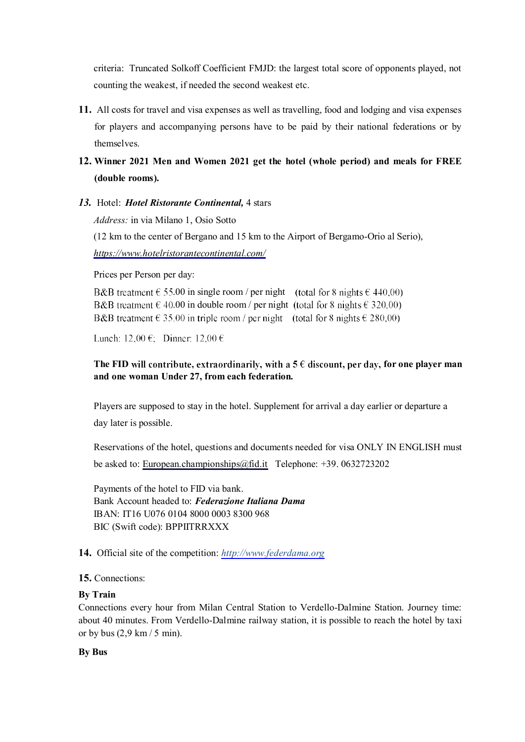criteria: Truncated Solkoff Coefficient FMJD: the largest total score of opponents played, not counting the weakest, if needed the second weakest etc.

**11.** All costs for travel and visa expenses as well as travelling, food and lodging and visa expenses for players and accompanying persons have to be paid by their national federations or by themselves.

**12. Winner 2021 Men and Women 2021 get the hotel (whole period) and meals for FREE (double rooms).**

***13.*** Hotel: ***Hotel Ristorante Continental,*** 4 stars

*Address:* in via Milano 1, Osio Sotto

(12 km to the center of Bergano and 15 km to the Airport of Bergamo-Orio al Serio),

*https://www.hotelristorantecontinental.com/*

Prices per Person per day:

B&B treatment € 55.00 in single room / per night (total for 8 nights € 440.00)
B&B treatment € 40.00 in double room / per night (total for 8 nights € 320.00)
B&B treatment € 35.00 in triple room / per night (total for 8 nights € 280.00)

Lunch: 12,00 €; Dinner: 12,00 €

**The FID will contribute, extraordinarily, with a 5 € discount, per day, for one player man and one woman Under 27, from each federation.**

Players are supposed to stay in the hotel. Supplement for arrival a day earlier or departure a day later is possible.

Reservations of the hotel, questions and documents needed for visa ONLY IN ENGLISH must be asked to: European.championships@fid.it Telephone: +39. 0632723202

Payments of the hotel to FID via bank.
Bank Account headed to: ***Federazione Italiana Dama***
IBAN: IT16 U076 0104 8000 0003 8300 968
BIC (Swift code): BPPIITRRXXX

**14.** Official site of the competition: *http://www.federdama.org*

**15.** Connections:

**By Train**

Connections every hour from Milan Central Station to Verdello-Dalmine Station. Journey time: about 40 minutes. From Verdello-Dalmine railway station, it is possible to reach the hotel by taxi or by bus (2,9 km / 5 min).

**By Bus**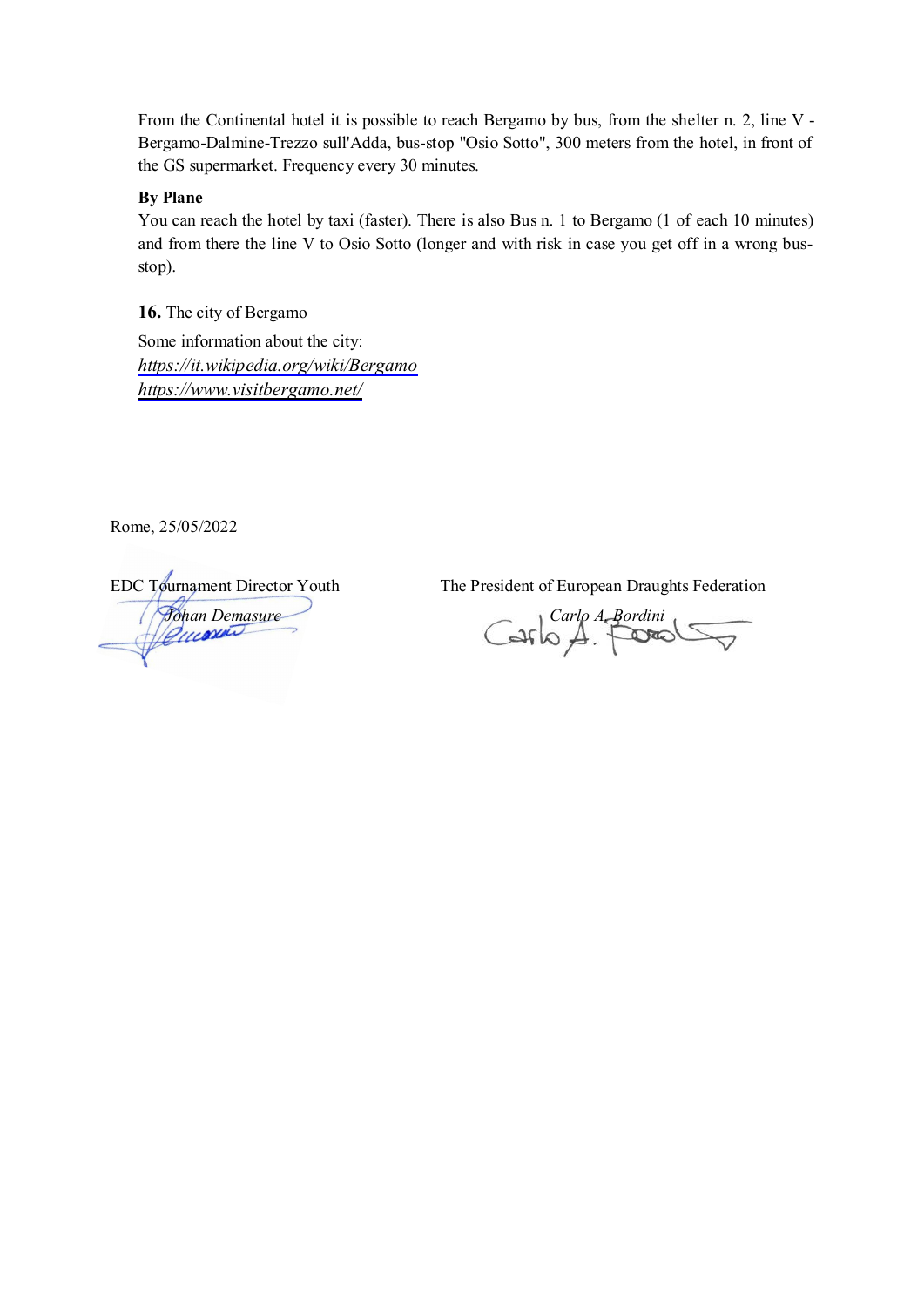From the Continental hotel it is possible to reach Bergamo by bus, from the shelter n. 2, line V - Bergamo-Dalmine-Trezzo sull'Adda, bus-stop "Osio Sotto", 300 meters from the hotel, in front of the GS supermarket. Frequency every 30 minutes.

**By Plane**

You can reach the hotel by taxi (faster). There is also Bus n. 1 to Bergamo (1 of each 10 minutes) and from there the line V to Osio Sotto (longer and with risk in case you get off in a wrong bus-stop).

**16.** The city of Bergamo

Some information about the city:
*https://it.wikipedia.org/wiki/Bergamo*
*https://www.visitbergamo.net/*

Rome, 25/05/2022

EDC Tournament Director Youth
*Johan Demasure*

The President of European Draughts Federation
*Carlo A. Bordini*